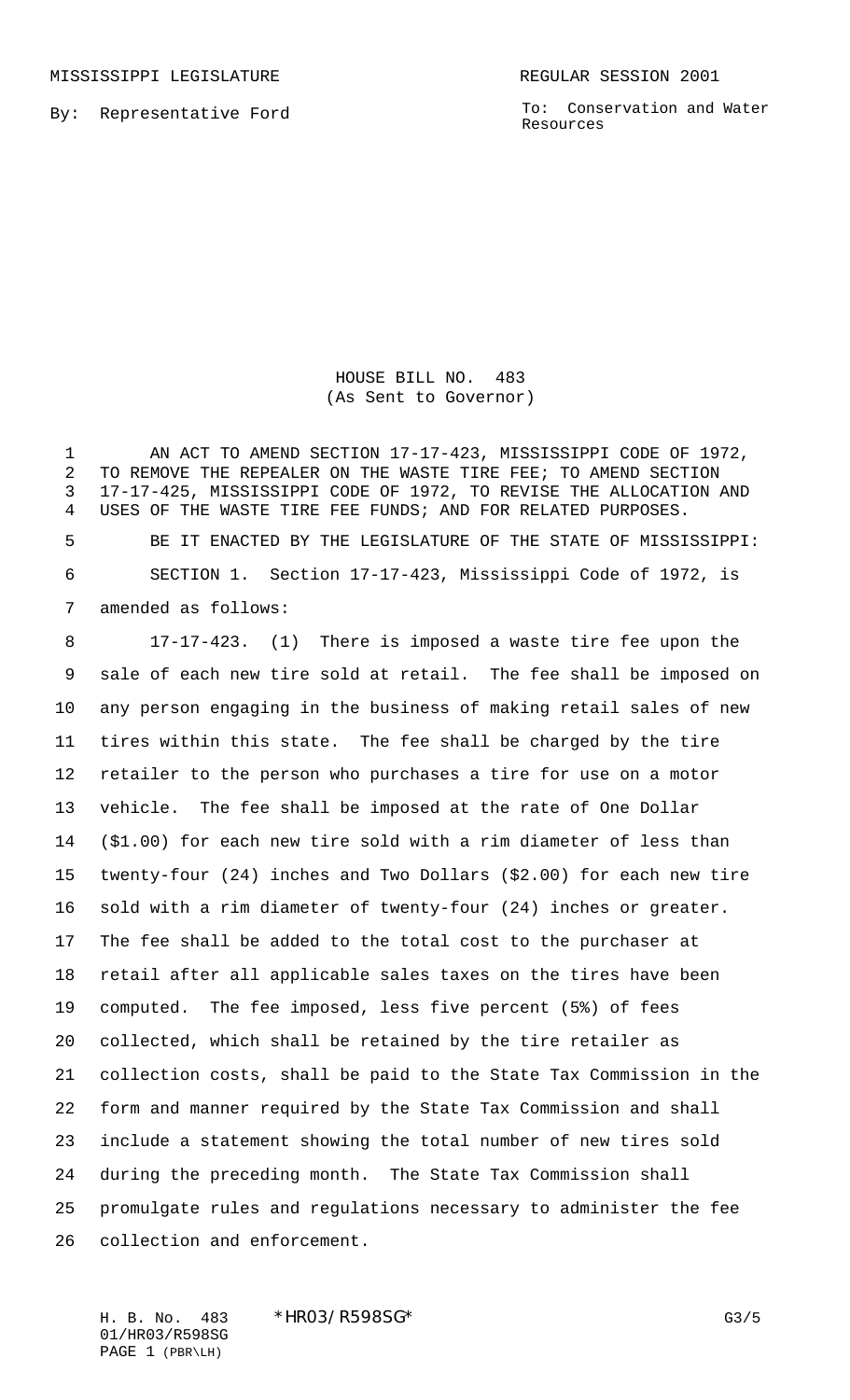MISSISSIPPI LEGISLATURE REGULAR SESSION 2001

By: Representative Ford

To: Conservation and Water Resources

# HOUSE BILL NO. 483
(As Sent to Governor)

AN ACT TO AMEND SECTION 17-17-423, MISSISSIPPI CODE OF 1972, TO REMOVE THE REPEALER ON THE WASTE TIRE FEE; TO AMEND SECTION 17-17-425, MISSISSIPPI CODE OF 1972, TO REVISE THE ALLOCATION AND USES OF THE WASTE TIRE FEE FUNDS; AND FOR RELATED PURPOSES.

BE IT ENACTED BY THE LEGISLATURE OF THE STATE OF MISSISSIPPI:

SECTION 1. Section 17-17-423, Mississippi Code of 1972, is amended as follows:

17-17-423. (1) There is imposed a waste tire fee upon the sale of each new tire sold at retail. The fee shall be imposed on any person engaging in the business of making retail sales of new tires within this state. The fee shall be charged by the tire retailer to the person who purchases a tire for use on a motor vehicle. The fee shall be imposed at the rate of One Dollar ($1.00) for each new tire sold with a rim diameter of less than twenty-four (24) inches and Two Dollars ($2.00) for each new tire sold with a rim diameter of twenty-four (24) inches or greater. The fee shall be added to the total cost to the purchaser at retail after all applicable sales taxes on the tires have been computed. The fee imposed, less five percent (5%) of fees collected, which shall be retained by the tire retailer as collection costs, shall be paid to the State Tax Commission in the form and manner required by the State Tax Commission and shall include a statement showing the total number of new tires sold during the preceding month. The State Tax Commission shall promulgate rules and regulations necessary to administer the fee collection and enforcement.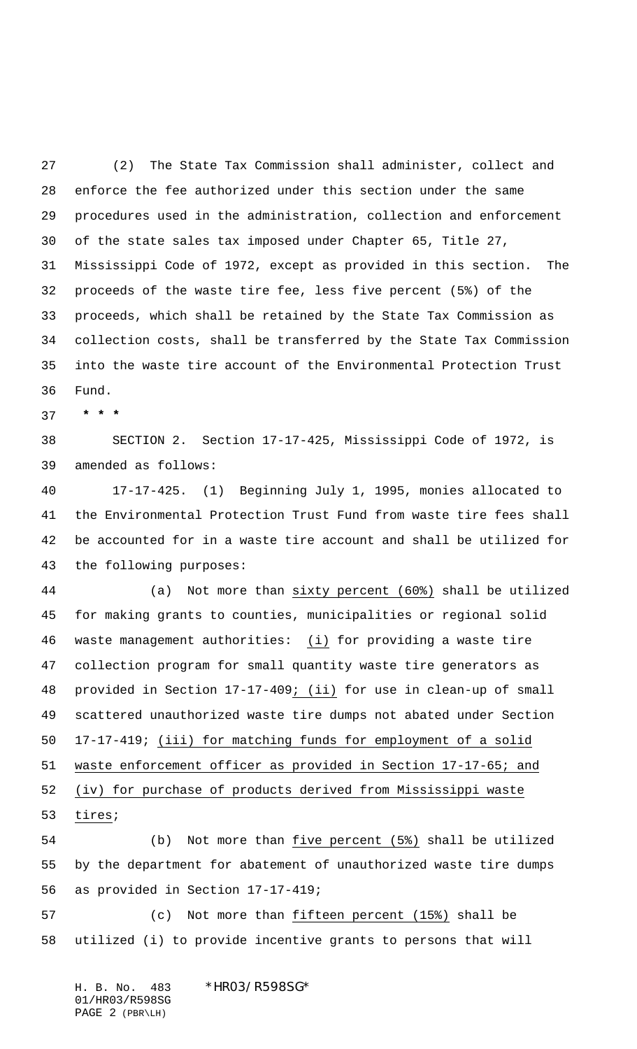(2) The State Tax Commission shall administer, collect and enforce the fee authorized under this section under the same procedures used in the administration, collection and enforcement of the state sales tax imposed under Chapter 65, Title 27, Mississippi Code of 1972, except as provided in this section. The proceeds of the waste tire fee, less five percent (5%) of the proceeds, which shall be retained by the State Tax Commission as collection costs, shall be transferred by the State Tax Commission into the waste tire account of the Environmental Protection Trust Fund.

* * *

SECTION 2. Section 17-17-425, Mississippi Code of 1972, is amended as follows:

17-17-425. (1) Beginning July 1, 1995, monies allocated to the Environmental Protection Trust Fund from waste tire fees shall be accounted for in a waste tire account and shall be utilized for the following purposes:

(a) Not more than sixty percent (60%) shall be utilized for making grants to counties, municipalities or regional solid waste management authorities: (i) for providing a waste tire collection program for small quantity waste tire generators as provided in Section 17-17-409; (ii) for use in clean-up of small scattered unauthorized waste tire dumps not abated under Section 17-17-419; (iii) for matching funds for employment of a solid waste enforcement officer as provided in Section 17-17-65; and (iv) for purchase of products derived from Mississippi waste tires;

(b) Not more than five percent (5%) shall be utilized by the department for abatement of unauthorized waste tire dumps as provided in Section 17-17-419;

(c) Not more than fifteen percent (15%) shall be utilized (i) to provide incentive grants to persons that will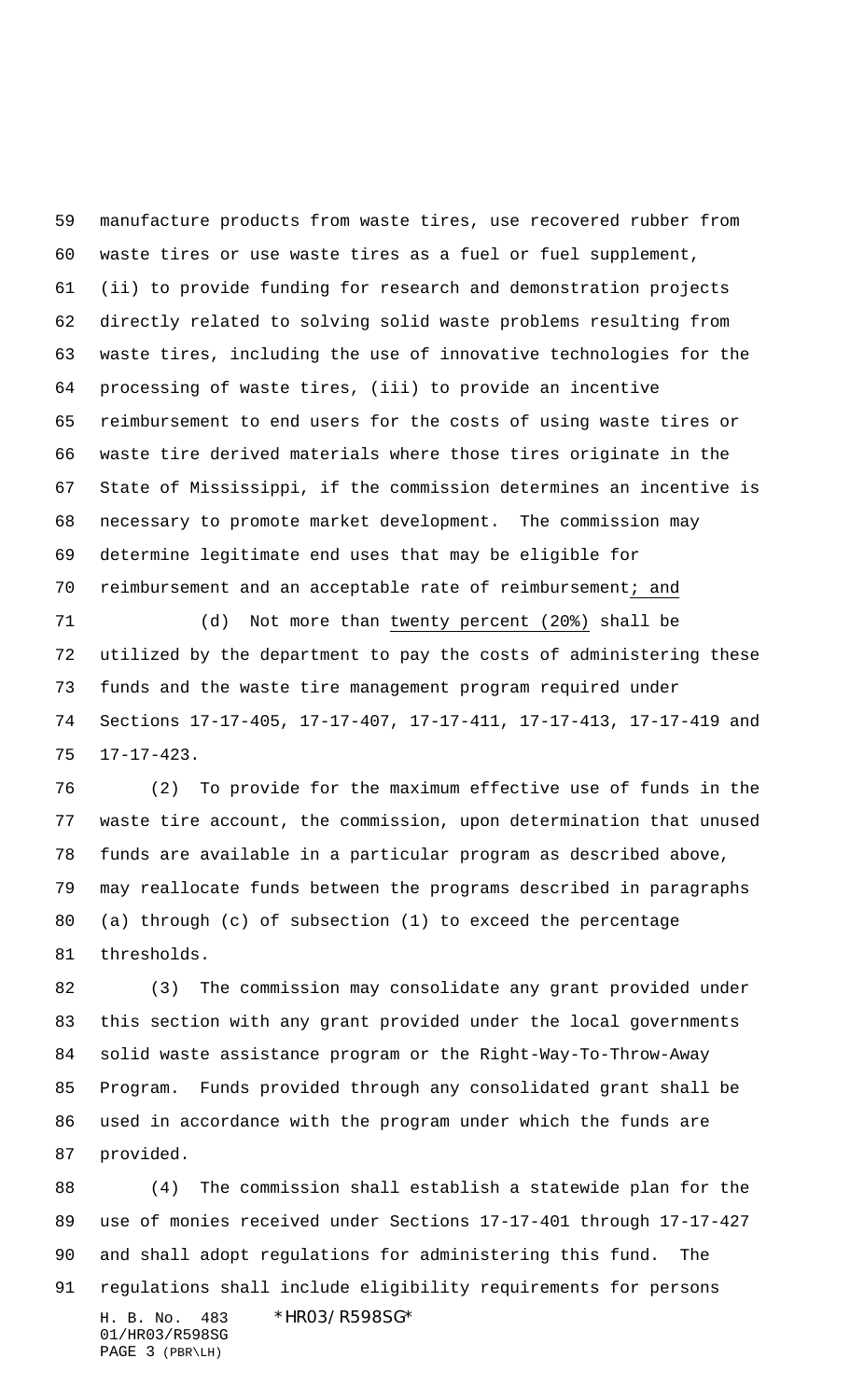manufacture products from waste tires, use recovered rubber from waste tires or use waste tires as a fuel or fuel supplement, (ii) to provide funding for research and demonstration projects directly related to solving solid waste problems resulting from waste tires, including the use of innovative technologies for the processing of waste tires, (iii) to provide an incentive reimbursement to end users for the costs of using waste tires or waste tire derived materials where those tires originate in the State of Mississippi, if the commission determines an incentive is necessary to promote market development. The commission may determine legitimate end uses that may be eligible for reimbursement and an acceptable rate of reimbursement; and

(d) Not more than twenty percent (20%) shall be utilized by the department to pay the costs of administering these funds and the waste tire management program required under Sections 17-17-405, 17-17-407, 17-17-411, 17-17-413, 17-17-419 and 17-17-423.

(2) To provide for the maximum effective use of funds in the waste tire account, the commission, upon determination that unused funds are available in a particular program as described above, may reallocate funds between the programs described in paragraphs (a) through (c) of subsection (1) to exceed the percentage thresholds.

(3) The commission may consolidate any grant provided under this section with any grant provided under the local governments solid waste assistance program or the Right-Way-To-Throw-Away Program. Funds provided through any consolidated grant shall be used in accordance with the program under which the funds are provided.

(4) The commission shall establish a statewide plan for the use of monies received under Sections 17-17-401 through 17-17-427 and shall adopt regulations for administering this fund. The regulations shall include eligibility requirements for persons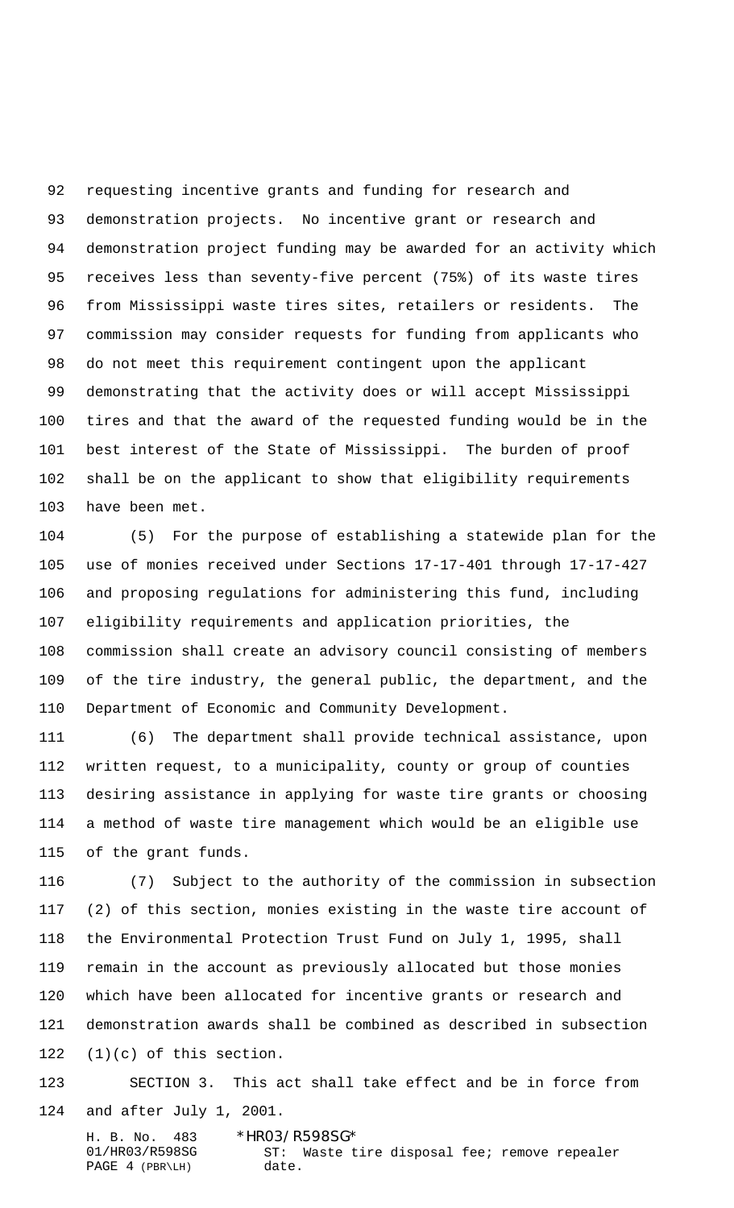requesting incentive grants and funding for research and demonstration projects. No incentive grant or research and demonstration project funding may be awarded for an activity which receives less than seventy-five percent (75%) of its waste tires from Mississippi waste tires sites, retailers or residents. The commission may consider requests for funding from applicants who do not meet this requirement contingent upon the applicant demonstrating that the activity does or will accept Mississippi tires and that the award of the requested funding would be in the best interest of the State of Mississippi. The burden of proof shall be on the applicant to show that eligibility requirements have been met.

(5) For the purpose of establishing a statewide plan for the use of monies received under Sections 17-17-401 through 17-17-427 and proposing regulations for administering this fund, including eligibility requirements and application priorities, the commission shall create an advisory council consisting of members of the tire industry, the general public, the department, and the Department of Economic and Community Development.

(6) The department shall provide technical assistance, upon written request, to a municipality, county or group of counties desiring assistance in applying for waste tire grants or choosing a method of waste tire management which would be an eligible use of the grant funds.

(7) Subject to the authority of the commission in subsection (2) of this section, monies existing in the waste tire account of the Environmental Protection Trust Fund on July 1, 1995, shall remain in the account as previously allocated but those monies which have been allocated for incentive grants or research and demonstration awards shall be combined as described in subsection (1)(c) of this section.

SECTION 3. This act shall take effect and be in force from and after July 1, 2001.

H. B. No. 483 *HR03/R598SG*
01/HR03/R598SG ST: Waste tire disposal fee; remove repealer date.